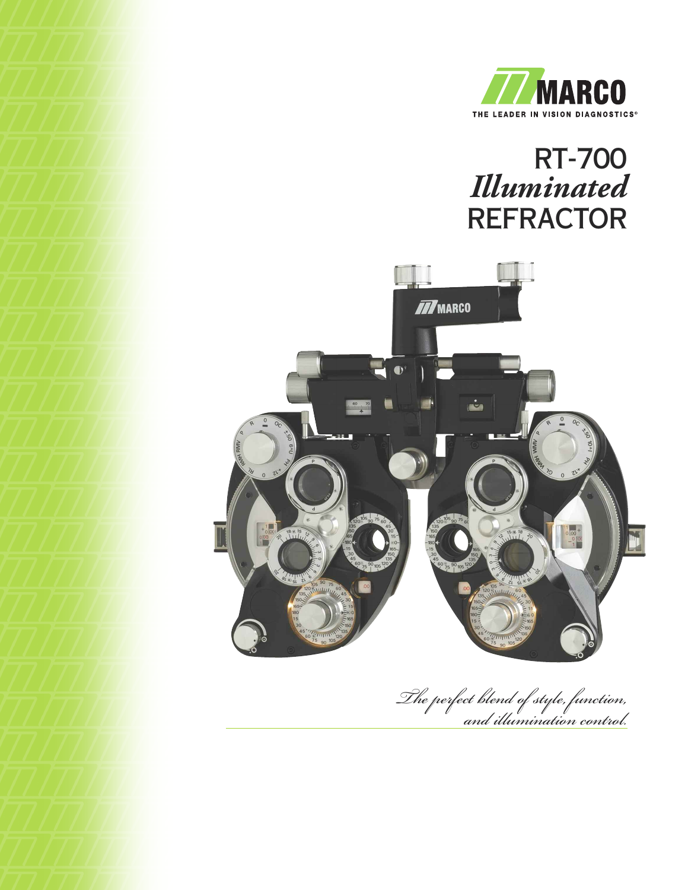MARCO

THE LEADER IN VISION DIAGNOSTICS®

# RT-700 *Illuminated* REFRACTOR

*The perfect blend of style, function, and illumination control.*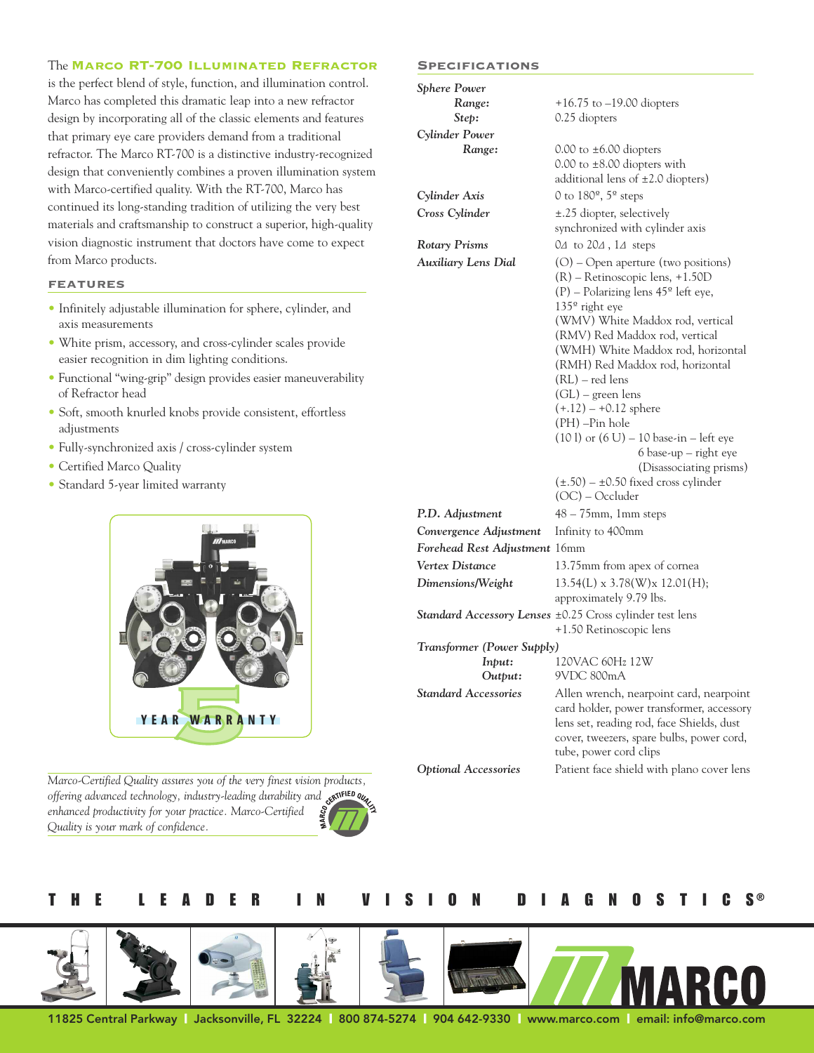The **Marco RT-700 Illuminated Refractor** is the perfect blend of style, function, and illumination control. Marco has completed this dramatic leap into a new refractor design by incorporating all of the classic elements and features that primary eye care providers demand from a traditional refractor. The Marco RT-700 is a distinctive industry-recognized design that conveniently combines a proven illumination system with Marco-certified quality. With the RT-700, Marco has continued its long-standing tradition of utilizing the very best materials and craftsmanship to construct a superior, high-quality vision diagnostic instrument that doctors have come to expect from Marco products.

## Features

- Infinitely adjustable illumination for sphere, cylinder, and axis measurements
- White prism, accessory, and cross-cylinder scales provide easier recognition in dim lighting conditions.
- Functional "wing-grip" design provides easier maneuverability of Refractor head
- Soft, smooth knurled knobs provide consistent, effortless adjustments
- Fully-synchronized axis / cross-cylinder system
- Certified Marco Quality
- Standard 5-year limited warranty

5 YEAR WARRANTY

*Marco-Certified Quality assures you of the very finest vision products, offering advanced technology, industry-leading durability and enhanced productivity for your practice. Marco-Certified Quality is your mark of confidence.*

## Specifications

| | |
|---|---|
| *Sphere Power* | |
| *Range:* | +16.75 to –19.00 diopters |
| *Step:* | 0.25 diopters |
| *Cylinder Power* | |
| *Range:* | 0.00 to ±6.00 diopters<br>0.00 to ±8.00 diopters with additional lens of ±2.0 diopters) |
| *Cylinder Axis* | 0 to 180º, 5º steps |
| *Cross Cylinder* | ±.25 diopter, selectively synchronized with cylinder axis |
| *Rotary Prisms* | 0Δ to 20Δ, 1Δ steps |
| *Auxiliary Lens Dial* | (O) – Open aperture (two positions)<br>(R) – Retinoscopic lens, +1.50D<br>(P) – Polarizing lens 45º left eye, 135º right eye<br>(WMV) White Maddox rod, vertical<br>(RMV) Red Maddox rod, vertical<br>(WMH) White Maddox rod, horizontal<br>(RMH) Red Maddox rod, horizontal<br>(RL) – red lens<br>(GL) – green lens<br>(+.12) – +0.12 sphere<br>(PH) –Pin hole<br>(10 I) or (6 U) – 10 base-in – left eye, 6 base-up – right eye (Disassociating prisms)<br>(±.50) – ±0.50 fixed cross cylinder<br>(OC) – Occluder |
| *P.D. Adjustment* | 48 – 75mm, 1mm steps |
| *Convergence Adjustment* | Infinity to 400mm |
| *Forehead Rest Adjustment* | 16mm |
| *Vertex Distance* | 13.75mm from apex of cornea |
| *Dimensions/Weight* | 13.54(L) x 3.78(W)x 12.01(H); approximately 9.79 lbs. |
| *Standard Accessory Lenses* | ±0.25 Cross cylinder test lens<br>+1.50 Retinoscopic lens |
| *Transformer (Power Supply)* | |
| *Input:* | 120VAC 60Hz 12W |
| *Output:* | 9VDC 800mA |
| *Standard Accessories* | Allen wrench, nearpoint card, nearpoint card holder, power transformer, accessory lens set, reading rod, face Shields, dust cover, tweezers, spare bulbs, power cord, tube, power cord clips |
| *Optional Accessories* | Patient face shield with plano cover lens |

THE LEADER IN VISION DIAGNOSTICS®

MARCO

11825 Central Parkway | Jacksonville, FL 32224 | 800 874-5274 | 904 642-9330 | www.marco.com | email: info@marco.com